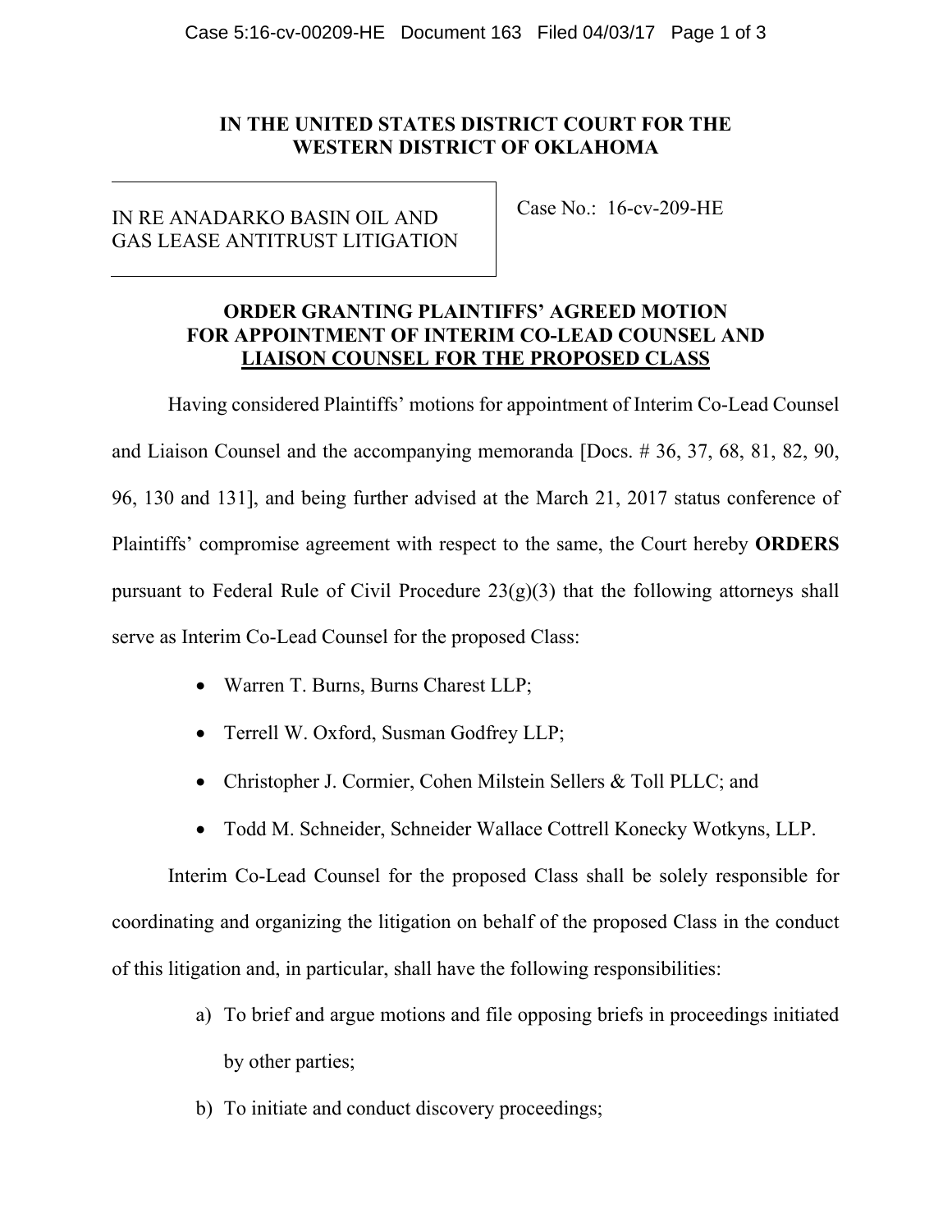**IN THE UNITED STATES DISTRICT COURT FOR THE WESTERN DISTRICT OF OKLAHOMA**

IN RE ANADARKO BASIN OIL AND GAS LEASE ANTITRUST LITIGATION

Case No.: 16-cv-209-HE

**ORDER GRANTING PLAINTIFFS' AGREED MOTION FOR APPOINTMENT OF INTERIM CO-LEAD COUNSEL AND LIAISON COUNSEL FOR THE PROPOSED CLASS**

Having considered Plaintiffs' motions for appointment of Interim Co-Lead Counsel and Liaison Counsel and the accompanying memoranda [Docs. # 36, 37, 68, 81, 82, 90, 96, 130 and 131], and being further advised at the March 21, 2017 status conference of Plaintiffs' compromise agreement with respect to the same, the Court hereby **ORDERS** pursuant to Federal Rule of Civil Procedure 23(g)(3) that the following attorneys shall serve as Interim Co-Lead Counsel for the proposed Class:

- Warren T. Burns, Burns Charest LLP;
- Terrell W. Oxford, Susman Godfrey LLP;
- Christopher J. Cormier, Cohen Milstein Sellers & Toll PLLC; and
- Todd M. Schneider, Schneider Wallace Cottrell Konecky Wotkyns, LLP.

Interim Co-Lead Counsel for the proposed Class shall be solely responsible for coordinating and organizing the litigation on behalf of the proposed Class in the conduct of this litigation and, in particular, shall have the following responsibilities:

a) To brief and argue motions and file opposing briefs in proceedings initiated by other parties;

b) To initiate and conduct discovery proceedings;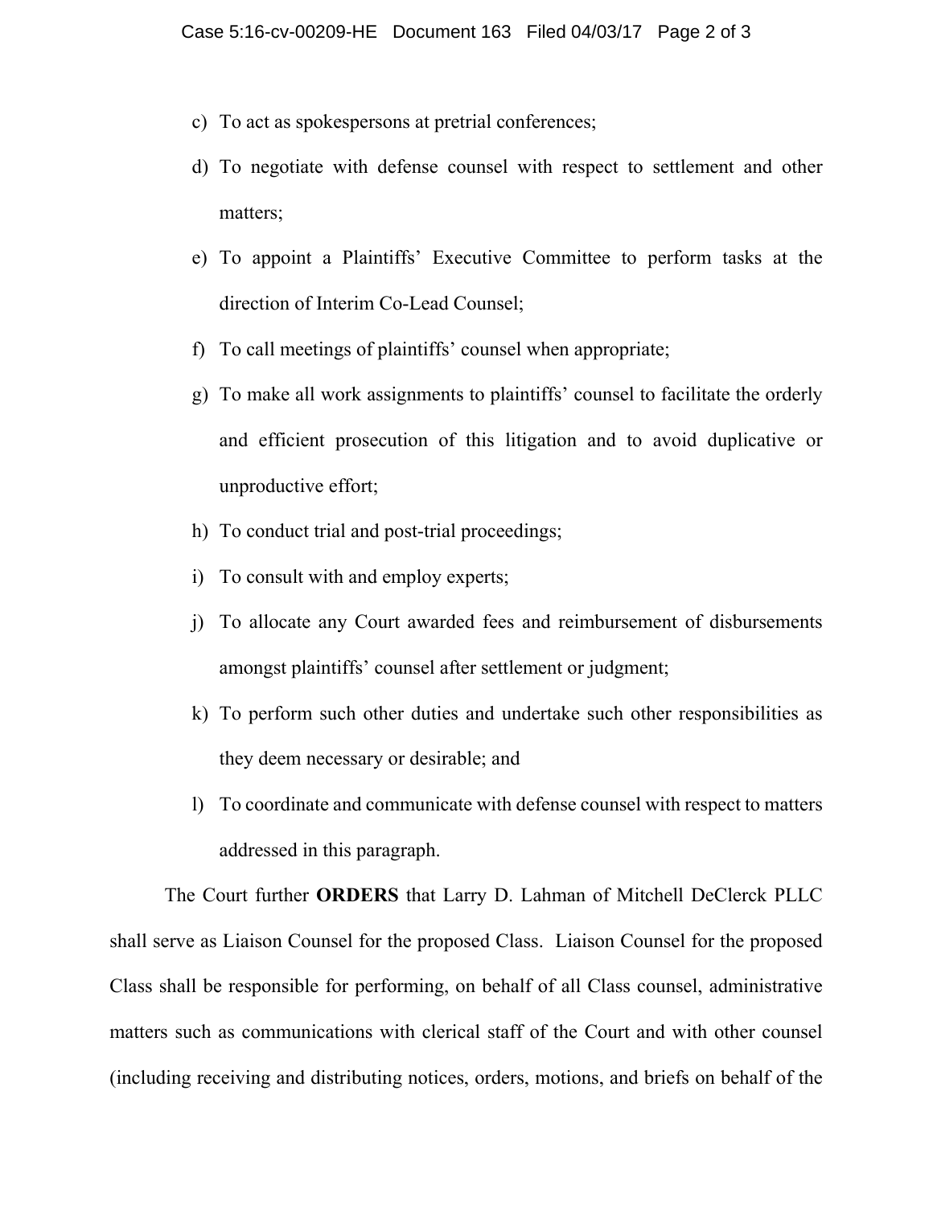c) To act as spokespersons at pretrial conferences;

d) To negotiate with defense counsel with respect to settlement and other matters;

e) To appoint a Plaintiffs' Executive Committee to perform tasks at the direction of Interim Co-Lead Counsel;

f) To call meetings of plaintiffs' counsel when appropriate;

g) To make all work assignments to plaintiffs' counsel to facilitate the orderly and efficient prosecution of this litigation and to avoid duplicative or unproductive effort;

h) To conduct trial and post-trial proceedings;

i) To consult with and employ experts;

j) To allocate any Court awarded fees and reimbursement of disbursements amongst plaintiffs' counsel after settlement or judgment;

k) To perform such other duties and undertake such other responsibilities as they deem necessary or desirable; and

l) To coordinate and communicate with defense counsel with respect to matters addressed in this paragraph.

The Court further **ORDERS** that Larry D. Lahman of Mitchell DeClerck PLLC shall serve as Liaison Counsel for the proposed Class. Liaison Counsel for the proposed Class shall be responsible for performing, on behalf of all Class counsel, administrative matters such as communications with clerical staff of the Court and with other counsel (including receiving and distributing notices, orders, motions, and briefs on behalf of the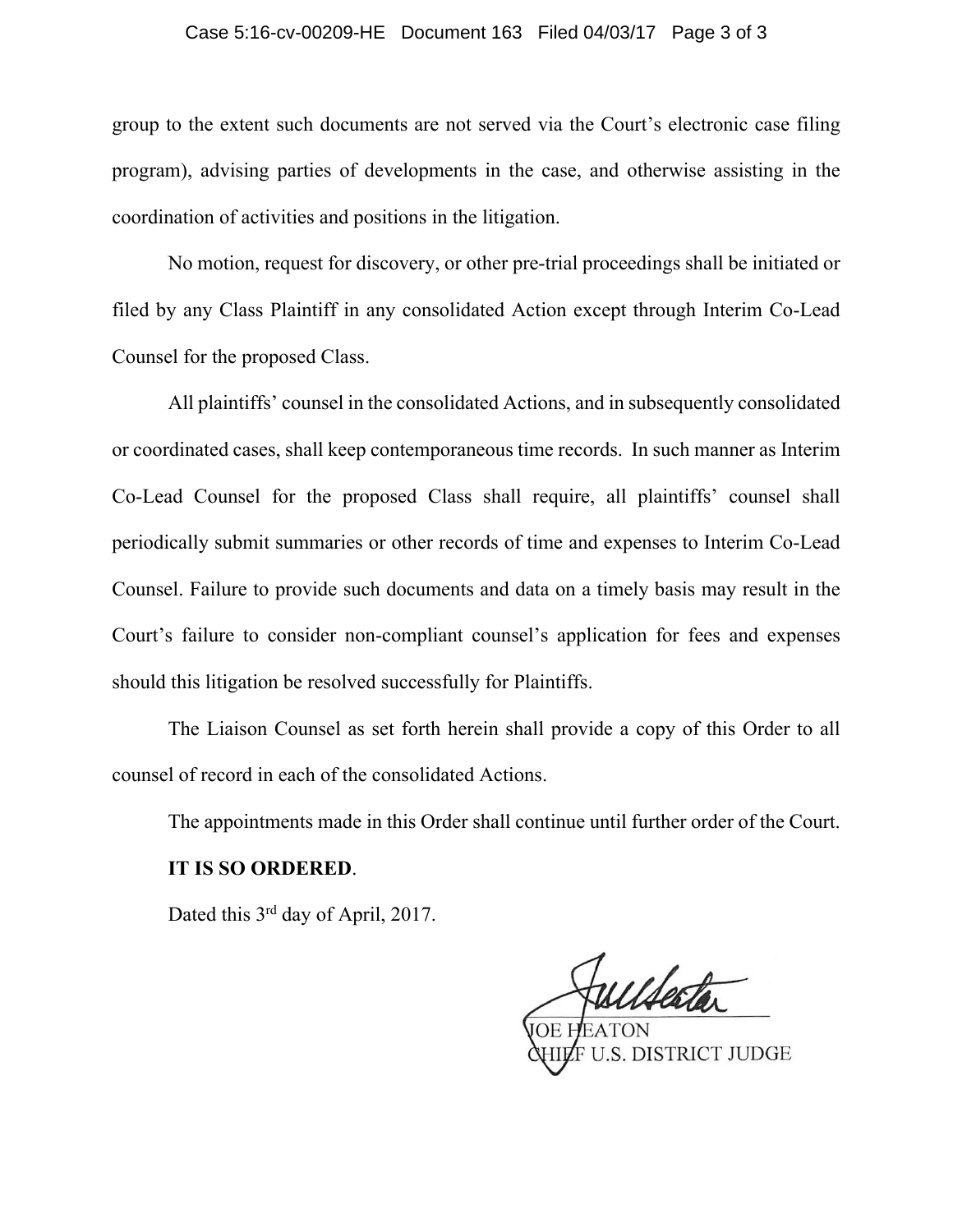group to the extent such documents are not served via the Court's electronic case filing program), advising parties of developments in the case, and otherwise assisting in the coordination of activities and positions in the litigation.

No motion, request for discovery, or other pre-trial proceedings shall be initiated or filed by any Class Plaintiff in any consolidated Action except through Interim Co-Lead Counsel for the proposed Class.

All plaintiffs' counsel in the consolidated Actions, and in subsequently consolidated or coordinated cases, shall keep contemporaneous time records. In such manner as Interim Co-Lead Counsel for the proposed Class shall require, all plaintiffs' counsel shall periodically submit summaries or other records of time and expenses to Interim Co-Lead Counsel. Failure to provide such documents and data on a timely basis may result in the Court's failure to consider non-compliant counsel's application for fees and expenses should this litigation be resolved successfully for Plaintiffs.

The Liaison Counsel as set forth herein shall provide a copy of this Order to all counsel of record in each of the consolidated Actions.

The appointments made in this Order shall continue until further order of the Court.

**IT IS SO ORDERED**.

Dated this 3rd day of April, 2017.

JOE HEATON
CHIEF U.S. DISTRICT JUDGE